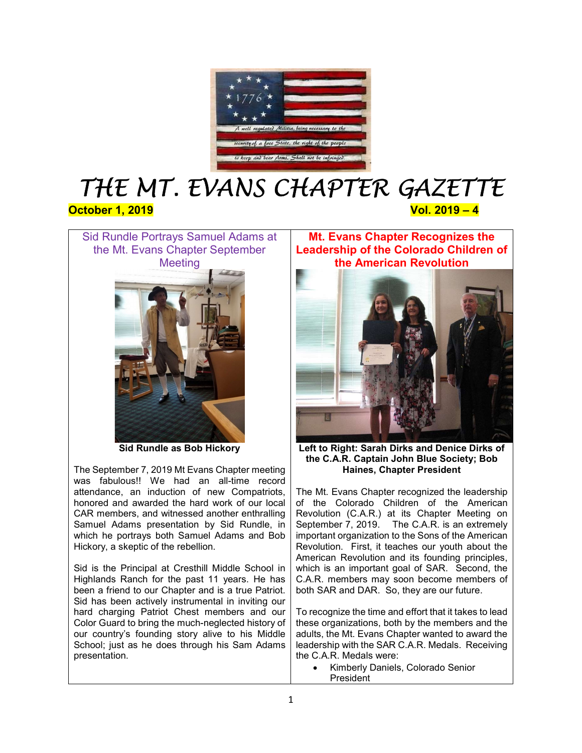# THE MT. EVANS CHAPTER GAZETTE

**October 1, 2019** **Vol. 2019 – 4**

## Sid Rundle Portrays Samuel Adams at the Mt. Evans Chapter September Meeting

**Sid Rundle as Bob Hickory**

The September 7, 2019 Mt Evans Chapter meeting was fabulous!! We had an all-time record attendance, an induction of new Compatriots, honored and awarded the hard work of our local CAR members, and witnessed another enthralling Samuel Adams presentation by Sid Rundle, in which he portrays both Samuel Adams and Bob Hickory, a skeptic of the rebellion.

Sid is the Principal at Cresthill Middle School in Highlands Ranch for the past 11 years. He has been a friend to our Chapter and is a true Patriot. Sid has been actively instrumental in inviting our hard charging Patriot Chest members and our Color Guard to bring the much-neglected history of our country's founding story alive to his Middle School; just as he does through his Sam Adams presentation.

## Mt. Evans Chapter Recognizes the Leadership of the Colorado Children of the American Revolution

**Left to Right: Sarah Dirks and Denice Dirks of the C.A.R. Captain John Blue Society; Bob Haines, Chapter President**

The Mt. Evans Chapter recognized the leadership of the Colorado Children of the American Revolution (C.A.R.) at its Chapter Meeting on September 7, 2019. The C.A.R. is an extremely important organization to the Sons of the American Revolution. First, it teaches our youth about the American Revolution and its founding principles, which is an important goal of SAR. Second, the C.A.R. members may soon become members of both SAR and DAR. So, they are our future.

To recognize the time and effort that it takes to lead these organizations, both by the members and the adults, the Mt. Evans Chapter wanted to award the leadership with the SAR C.A.R. Medals. Receiving the C.A.R. Medals were:

- Kimberly Daniels, Colorado Senior President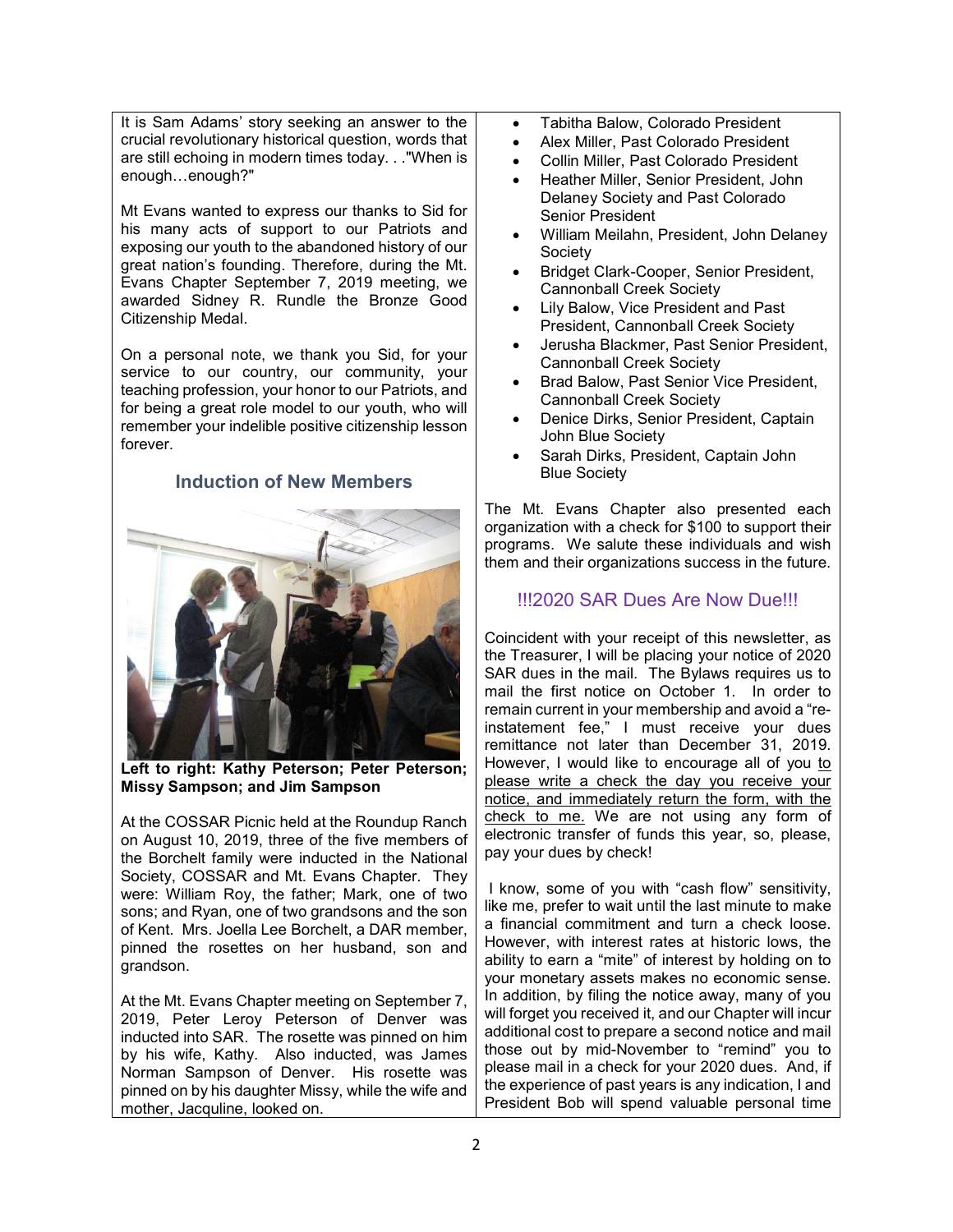It is Sam Adams' story seeking an answer to the crucial revolutionary historical question, words that are still echoing in modern times today. . ."When is enough…enough?"

Mt Evans wanted to express our thanks to Sid for his many acts of support to our Patriots and exposing our youth to the abandoned history of our great nation's founding. Therefore, during the Mt. Evans Chapter September 7, 2019 meeting, we awarded Sidney R. Rundle the Bronze Good Citizenship Medal.

On a personal note, we thank you Sid, for your service to our country, our community, your teaching profession, your honor to our Patriots, and for being a great role model to our youth, who will remember your indelible positive citizenship lesson forever.

## Induction of New Members

**Left to right: Kathy Peterson; Peter Peterson; Missy Sampson; and Jim Sampson**

At the COSSAR Picnic held at the Roundup Ranch on August 10, 2019, three of the five members of the Borchelt family were inducted in the National Society, COSSAR and Mt. Evans Chapter. They were: William Roy, the father; Mark, one of two sons; and Ryan, one of two grandsons and the son of Kent. Mrs. Joella Lee Borchelt, a DAR member, pinned the rosettes on her husband, son and grandson.

At the Mt. Evans Chapter meeting on September 7, 2019, Peter Leroy Peterson of Denver was inducted into SAR. The rosette was pinned on him by his wife, Kathy. Also inducted, was James Norman Sampson of Denver. His rosette was pinned on by his daughter Missy, while the wife and mother, Jacquline, looked on.

- Tabitha Balow, Colorado President
- Alex Miller, Past Colorado President
- Collin Miller, Past Colorado President
- Heather Miller, Senior President, John Delaney Society and Past Colorado Senior President
- William Meilahn, President, John Delaney Society
- Bridget Clark-Cooper, Senior President, Cannonball Creek Society
- Lily Balow, Vice President and Past President, Cannonball Creek Society
- Jerusha Blackmer, Past Senior President, Cannonball Creek Society
- Brad Balow, Past Senior Vice President, Cannonball Creek Society
- Denice Dirks, Senior President, Captain John Blue Society
- Sarah Dirks, President, Captain John Blue Society

The Mt. Evans Chapter also presented each organization with a check for $100 to support their programs. We salute these individuals and wish them and their organizations success in the future.

## !!!2020 SAR Dues Are Now Due!!!

Coincident with your receipt of this newsletter, as the Treasurer, I will be placing your notice of 2020 SAR dues in the mail. The Bylaws requires us to mail the first notice on October 1. In order to remain current in your membership and avoid a "re-instatement fee," I must receive your dues remittance not later than December 31, 2019. However, I would like to encourage all of you to please write a check the day you receive your notice, and immediately return the form, with the check to me. We are not using any form of electronic transfer of funds this year, so, please, pay your dues by check!

I know, some of you with "cash flow" sensitivity, like me, prefer to wait until the last minute to make a financial commitment and turn a check loose. However, with interest rates at historic lows, the ability to earn a "mite" of interest by holding on to your monetary assets makes no economic sense. In addition, by filing the notice away, many of you will forget you received it, and our Chapter will incur additional cost to prepare a second notice and mail those out by mid-November to "remind" you to please mail in a check for your 2020 dues. And, if the experience of past years is any indication, I and President Bob will spend valuable personal time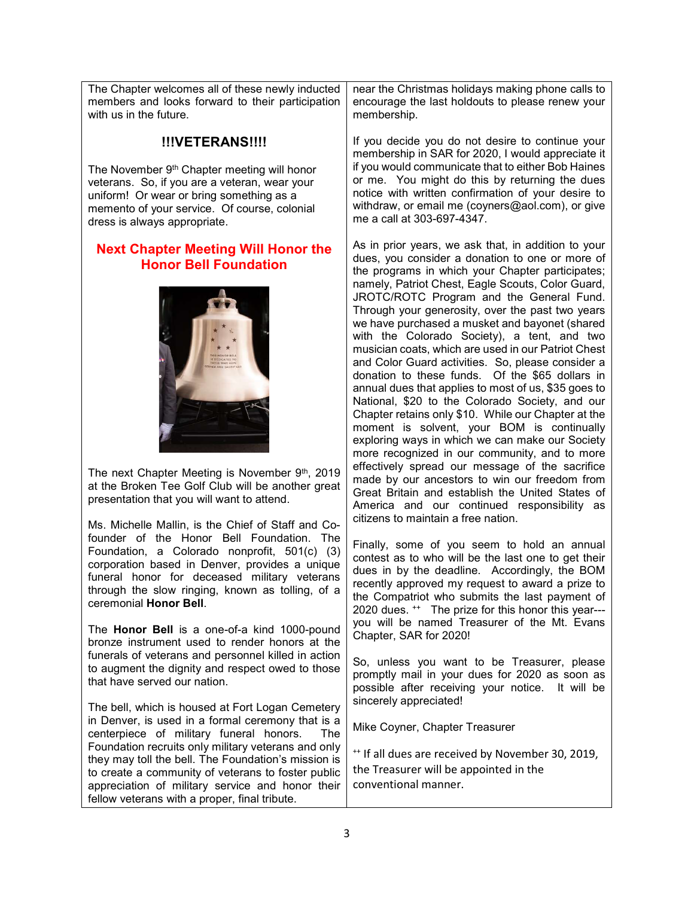The Chapter welcomes all of these newly inducted members and looks forward to their participation with us in the future.

## !!!VETERANS!!!!

The November 9th Chapter meeting will honor veterans. So, if you are a veteran, wear your uniform! Or wear or bring something as a memento of your service. Of course, colonial dress is always appropriate.

## Next Chapter Meeting Will Honor the Honor Bell Foundation

The next Chapter Meeting is November 9th, 2019 at the Broken Tee Golf Club will be another great presentation that you will want to attend.

Ms. Michelle Mallin, is the Chief of Staff and Co-founder of the Honor Bell Foundation. The Foundation, a Colorado nonprofit, 501(c) (3) corporation based in Denver, provides a unique funeral honor for deceased military veterans through the slow ringing, known as tolling, of a ceremonial **Honor Bell**.

The **Honor Bell** is a one-of-a kind 1000-pound bronze instrument used to render honors at the funerals of veterans and personnel killed in action to augment the dignity and respect owed to those that have served our nation.

The bell, which is housed at Fort Logan Cemetery in Denver, is used in a formal ceremony that is a centerpiece of military funeral honors. The Foundation recruits only military veterans and only they may toll the bell. The Foundation's mission is to create a community of veterans to foster public appreciation of military service and honor their fellow veterans with a proper, final tribute.

near the Christmas holidays making phone calls to encourage the last holdouts to please renew your membership.

If you decide you do not desire to continue your membership in SAR for 2020, I would appreciate it if you would communicate that to either Bob Haines or me. You might do this by returning the dues notice with written confirmation of your desire to withdraw, or email me (coyners@aol.com), or give me a call at 303-697-4347.

As in prior years, we ask that, in addition to your dues, you consider a donation to one or more of the programs in which your Chapter participates; namely, Patriot Chest, Eagle Scouts, Color Guard, JROTC/ROTC Program and the General Fund. Through your generosity, over the past two years we have purchased a musket and bayonet (shared with the Colorado Society), a tent, and two musician coats, which are used in our Patriot Chest and Color Guard activities. So, please consider a donation to these funds. Of the $65 dollars in annual dues that applies to most of us, $35 goes to National, $20 to the Colorado Society, and our Chapter retains only $10. While our Chapter at the moment is solvent, your BOM is continually exploring ways in which we can make our Society more recognized in our community, and to more effectively spread our message of the sacrifice made by our ancestors to win our freedom from Great Britain and establish the United States of America and our continued responsibility as citizens to maintain a free nation.

Finally, some of you seem to hold an annual contest as to who will be the last one to get their dues in by the deadline. Accordingly, the BOM recently approved my request to award a prize to the Compatriot who submits the last payment of 2020 dues. ++ The prize for this honor this year---you will be named Treasurer of the Mt. Evans Chapter, SAR for 2020!

So, unless you want to be Treasurer, please promptly mail in your dues for 2020 as soon as possible after receiving your notice. It will be sincerely appreciated!

Mike Coyner, Chapter Treasurer

++ If all dues are received by November 30, 2019, the Treasurer will be appointed in the conventional manner.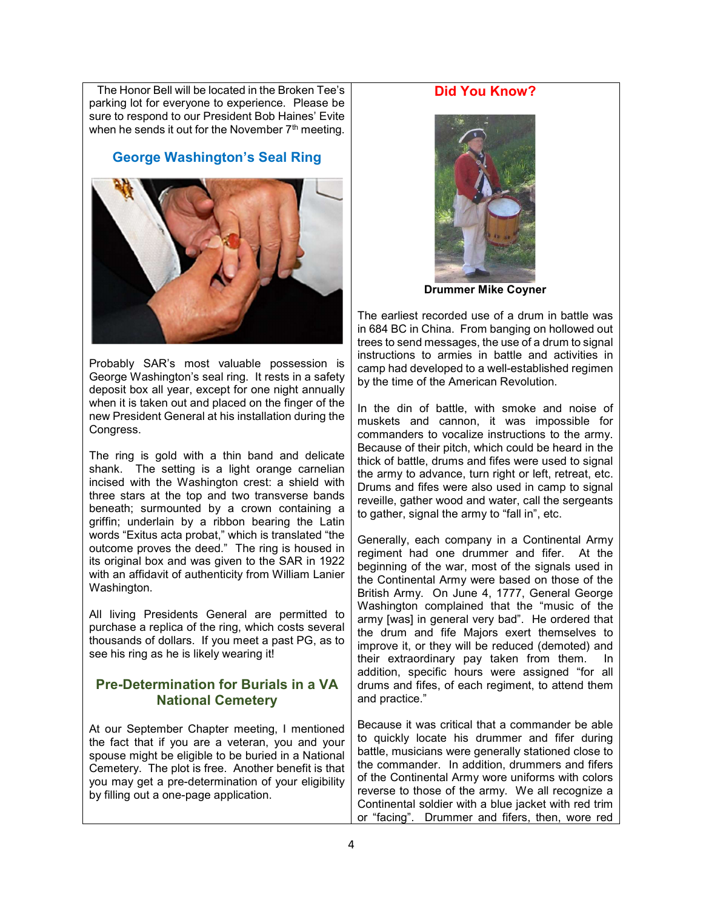The Honor Bell will be located in the Broken Tee's parking lot for everyone to experience. Please be sure to respond to our President Bob Haines' Evite when he sends it out for the November 7th meeting.

## George Washington's Seal Ring

Probably SAR's most valuable possession is George Washington's seal ring. It rests in a safety deposit box all year, except for one night annually when it is taken out and placed on the finger of the new President General at his installation during the Congress.

The ring is gold with a thin band and delicate shank. The setting is a light orange carnelian incised with the Washington crest: a shield with three stars at the top and two transverse bands beneath; surmounted by a crown containing a griffin; underlain by a ribbon bearing the Latin words "Exitus acta probat," which is translated "the outcome proves the deed." The ring is housed in its original box and was given to the SAR in 1922 with an affidavit of authenticity from William Lanier Washington.

All living Presidents General are permitted to purchase a replica of the ring, which costs several thousands of dollars. If you meet a past PG, as to see his ring as he is likely wearing it!

## Pre-Determination for Burials in a VA National Cemetery

At our September Chapter meeting, I mentioned the fact that if you are a veteran, you and your spouse might be eligible to be buried in a National Cemetery. The plot is free. Another benefit is that you may get a pre-determination of your eligibility by filling out a one-page application.

## Did You Know?

**Drummer Mike Coyner**

The earliest recorded use of a drum in battle was in 684 BC in China. From banging on hollowed out trees to send messages, the use of a drum to signal instructions to armies in battle and activities in camp had developed to a well-established regimen by the time of the American Revolution.

In the din of battle, with smoke and noise of muskets and cannon, it was impossible for commanders to vocalize instructions to the army. Because of their pitch, which could be heard in the thick of battle, drums and fifes were used to signal the army to advance, turn right or left, retreat, etc. Drums and fifes were also used in camp to signal reveille, gather wood and water, call the sergeants to gather, signal the army to "fall in", etc.

Generally, each company in a Continental Army regiment had one drummer and fifer. At the beginning of the war, most of the signals used in the Continental Army were based on those of the British Army. On June 4, 1777, General George Washington complained that the "music of the army [was] in general very bad". He ordered that the drum and fife Majors exert themselves to improve it, or they will be reduced (demoted) and their extraordinary pay taken from them. In addition, specific hours were assigned "for all drums and fifes, of each regiment, to attend them and practice."

Because it was critical that a commander be able to quickly locate his drummer and fifer during battle, musicians were generally stationed close to the commander. In addition, drummers and fifers of the Continental Army wore uniforms with colors reverse to those of the army. We all recognize a Continental soldier with a blue jacket with red trim or "facing". Drummer and fifers, then, wore red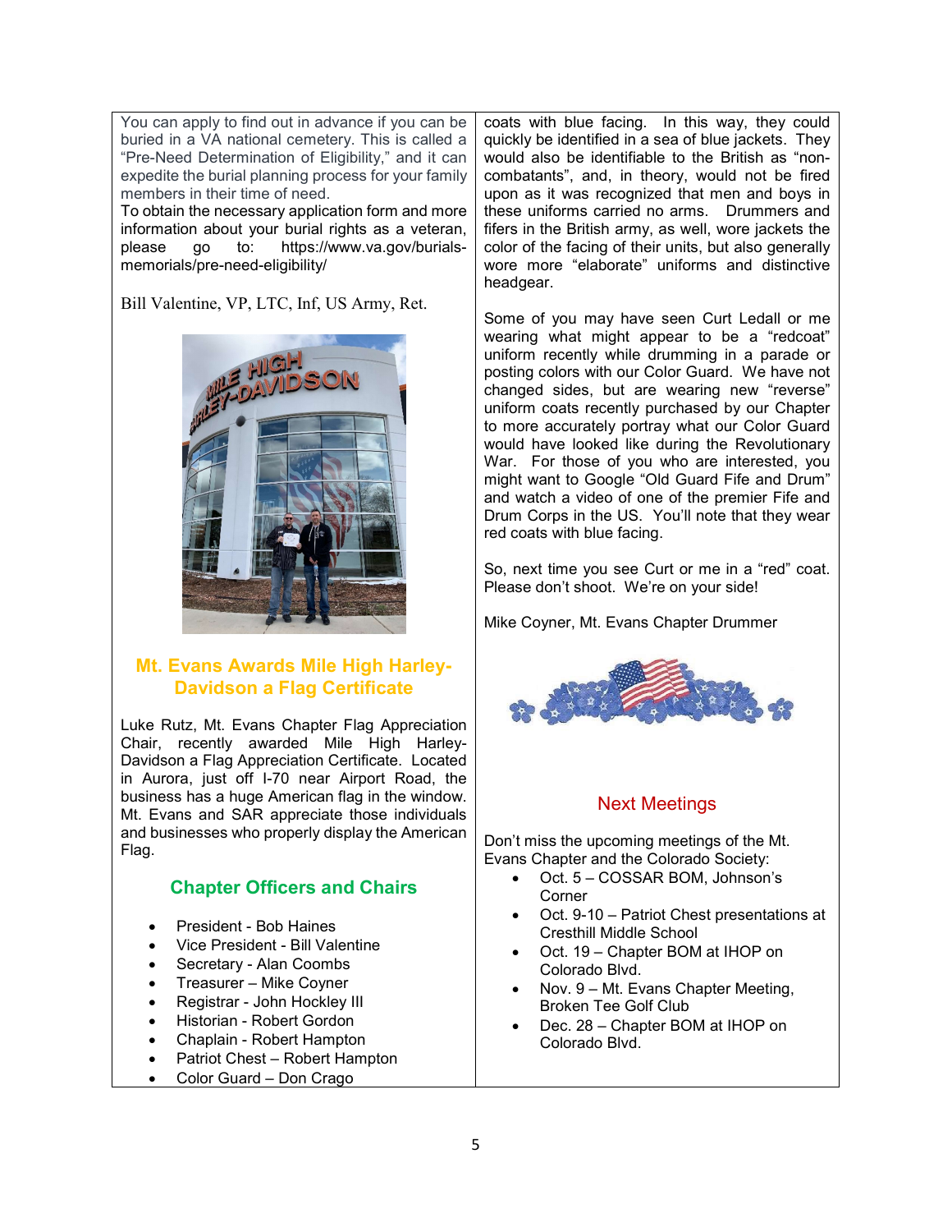You can apply to find out in advance if you can be buried in a VA national cemetery. This is called a "Pre-Need Determination of Eligibility," and it can expedite the burial planning process for your family members in their time of need.

To obtain the necessary application form and more information about your burial rights as a veteran, please go to: https://www.va.gov/burials-memorials/pre-need-eligibility/

Bill Valentine, VP, LTC, Inf, US Army, Ret.

## Mt. Evans Awards Mile High Harley-Davidson a Flag Certificate

Luke Rutz, Mt. Evans Chapter Flag Appreciation Chair, recently awarded Mile High Harley-Davidson a Flag Appreciation Certificate. Located in Aurora, just off I-70 near Airport Road, the business has a huge American flag in the window. Mt. Evans and SAR appreciate those individuals and businesses who properly display the American Flag.

## Chapter Officers and Chairs

- President - Bob Haines
- Vice President - Bill Valentine
- Secretary - Alan Coombs
- Treasurer – Mike Coyner
- Registrar - John Hockley III
- Historian - Robert Gordon
- Chaplain - Robert Hampton
- Patriot Chest – Robert Hampton
- Color Guard – Don Crago

coats with blue facing. In this way, they could quickly be identified in a sea of blue jackets. They would also be identifiable to the British as "non-combatants", and, in theory, would not be fired upon as it was recognized that men and boys in these uniforms carried no arms. Drummers and fifers in the British army, as well, wore jackets the color of the facing of their units, but also generally wore more "elaborate" uniforms and distinctive headgear.

Some of you may have seen Curt Ledall or me wearing what might appear to be a "redcoat" uniform recently while drumming in a parade or posting colors with our Color Guard. We have not changed sides, but are wearing new "reverse" uniform coats recently purchased by our Chapter to more accurately portray what our Color Guard would have looked like during the Revolutionary War. For those of you who are interested, you might want to Google "Old Guard Fife and Drum" and watch a video of one of the premier Fife and Drum Corps in the US. You'll note that they wear red coats with blue facing.

So, next time you see Curt or me in a "red" coat. Please don't shoot. We're on your side!

Mike Coyner, Mt. Evans Chapter Drummer

## Next Meetings

Don't miss the upcoming meetings of the Mt. Evans Chapter and the Colorado Society:

- Oct. 5 – COSSAR BOM, Johnson's Corner
- Oct. 9-10 – Patriot Chest presentations at Cresthill Middle School
- Oct. 19 – Chapter BOM at IHOP on Colorado Blvd.
- Nov. 9 – Mt. Evans Chapter Meeting, Broken Tee Golf Club
- Dec. 28 – Chapter BOM at IHOP on Colorado Blvd.